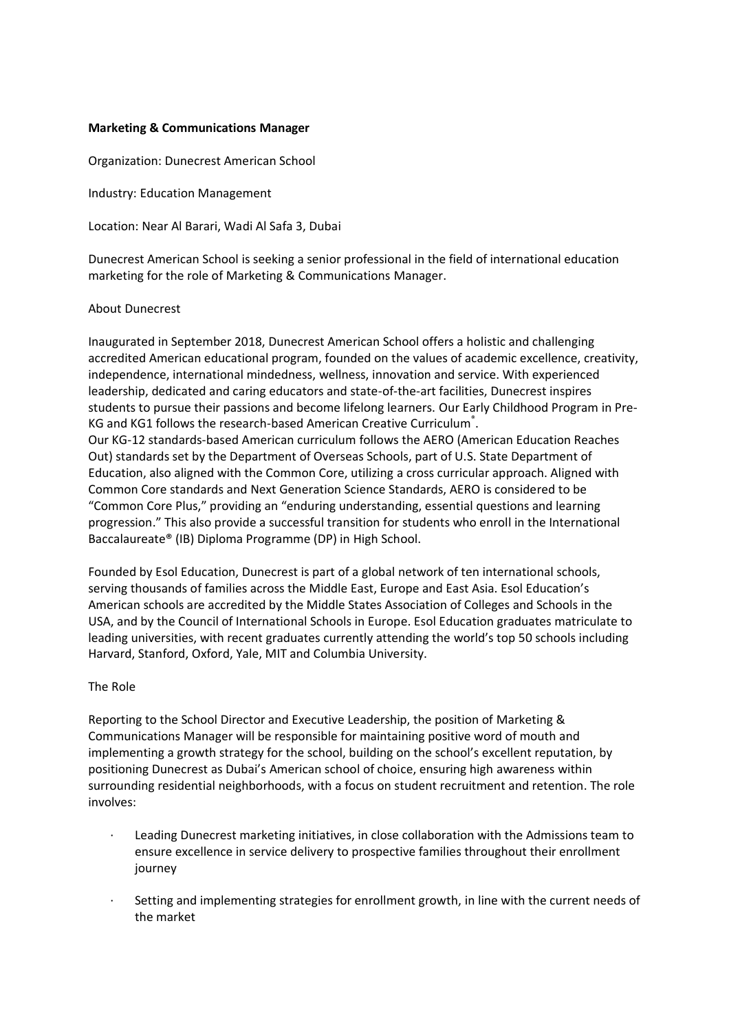**Marketing & Communications Manager**

Organization: Dunecrest American School

Industry: Education Management

Location: Near Al Barari, Wadi Al Safa 3, Dubai

Dunecrest American School is seeking a senior professional in the field of international education marketing for the role of Marketing & Communications Manager.

About Dunecrest

Inaugurated in September 2018, Dunecrest American School offers a holistic and challenging accredited American educational program, founded on the values of academic excellence, creativity, independence, international mindedness, wellness, innovation and service. With experienced leadership, dedicated and caring educators and state-of-the-art facilities, Dunecrest inspires students to pursue their passions and become lifelong learners. Our Early Childhood Program in Pre-KG and KG1 follows the research-based American Creative Curriculum®.
Our KG-12 standards-based American curriculum follows the AERO (American Education Reaches Out) standards set by the Department of Overseas Schools, part of U.S. State Department of Education, also aligned with the Common Core, utilizing a cross curricular approach. Aligned with Common Core standards and Next Generation Science Standards, AERO is considered to be "Common Core Plus," providing an "enduring understanding, essential questions and learning progression." This also provide a successful transition for students who enroll in the International Baccalaureate® (IB) Diploma Programme (DP) in High School.

Founded by Esol Education, Dunecrest is part of a global network of ten international schools, serving thousands of families across the Middle East, Europe and East Asia. Esol Education's American schools are accredited by the Middle States Association of Colleges and Schools in the USA, and by the Council of International Schools in Europe. Esol Education graduates matriculate to leading universities, with recent graduates currently attending the world's top 50 schools including Harvard, Stanford, Oxford, Yale, MIT and Columbia University.

The Role

Reporting to the School Director and Executive Leadership, the position of Marketing & Communications Manager will be responsible for maintaining positive word of mouth and implementing a growth strategy for the school, building on the school's excellent reputation, by positioning Dunecrest as Dubai's American school of choice, ensuring high awareness within surrounding residential neighborhoods, with a focus on student recruitment and retention. The role involves:

- Leading Dunecrest marketing initiatives, in close collaboration with the Admissions team to ensure excellence in service delivery to prospective families throughout their enrollment journey
- Setting and implementing strategies for enrollment growth, in line with the current needs of the market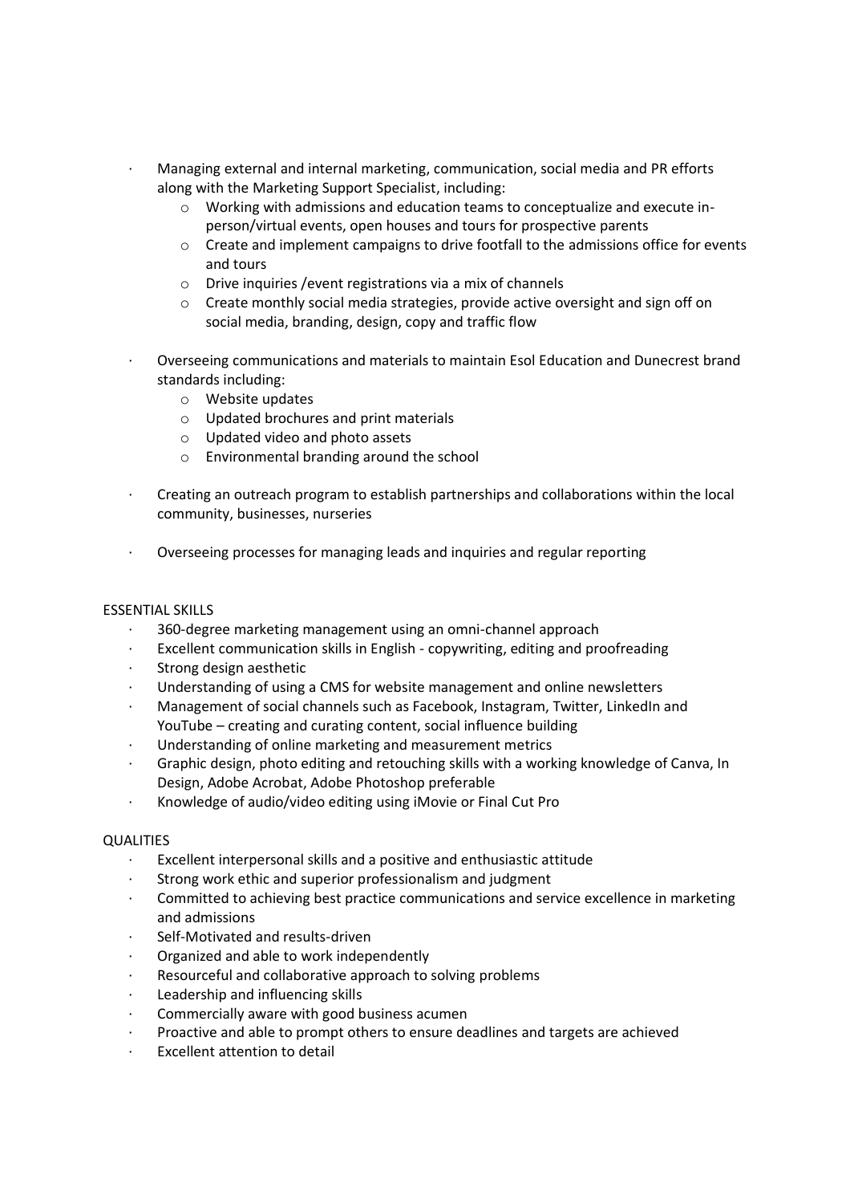- Managing external and internal marketing, communication, social media and PR efforts along with the Marketing Support Specialist, including:
  - Working with admissions and education teams to conceptualize and execute in-person/virtual events, open houses and tours for prospective parents
  - Create and implement campaigns to drive footfall to the admissions office for events and tours
  - Drive inquiries /event registrations via a mix of channels
  - Create monthly social media strategies, provide active oversight and sign off on social media, branding, design, copy and traffic flow

- Overseeing communications and materials to maintain Esol Education and Dunecrest brand standards including:
  - Website updates
  - Updated brochures and print materials
  - Updated video and photo assets
  - Environmental branding around the school

- Creating an outreach program to establish partnerships and collaborations within the local community, businesses, nurseries

- Overseeing processes for managing leads and inquiries and regular reporting

ESSENTIAL SKILLS

- 360-degree marketing management using an omni-channel approach
- Excellent communication skills in English - copywriting, editing and proofreading
- Strong design aesthetic
- Understanding of using a CMS for website management and online newsletters
- Management of social channels such as Facebook, Instagram, Twitter, LinkedIn and YouTube – creating and curating content, social influence building
- Understanding of online marketing and measurement metrics
- Graphic design, photo editing and retouching skills with a working knowledge of Canva, In Design, Adobe Acrobat, Adobe Photoshop preferable
- Knowledge of audio/video editing using iMovie or Final Cut Pro

QUALITIES

- Excellent interpersonal skills and a positive and enthusiastic attitude
- Strong work ethic and superior professionalism and judgment
- Committed to achieving best practice communications and service excellence in marketing and admissions
- Self-Motivated and results-driven
- Organized and able to work independently
- Resourceful and collaborative approach to solving problems
- Leadership and influencing skills
- Commercially aware with good business acumen
- Proactive and able to prompt others to ensure deadlines and targets are achieved
- Excellent attention to detail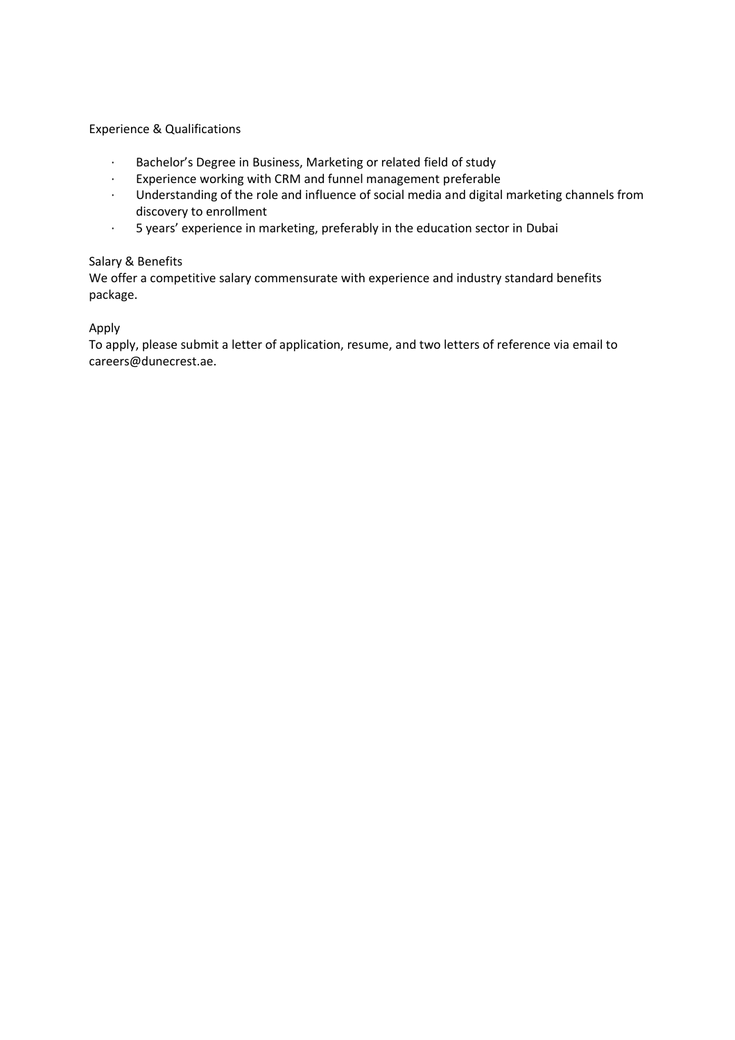Experience & Qualifications

- Bachelor's Degree in Business, Marketing or related field of study
- Experience working with CRM and funnel management preferable
- Understanding of the role and influence of social media and digital marketing channels from discovery to enrollment
- 5 years' experience in marketing, preferably in the education sector in Dubai

Salary & Benefits

We offer a competitive salary commensurate with experience and industry standard benefits package.

Apply

To apply, please submit a letter of application, resume, and two letters of reference via email to careers@dunecrest.ae.